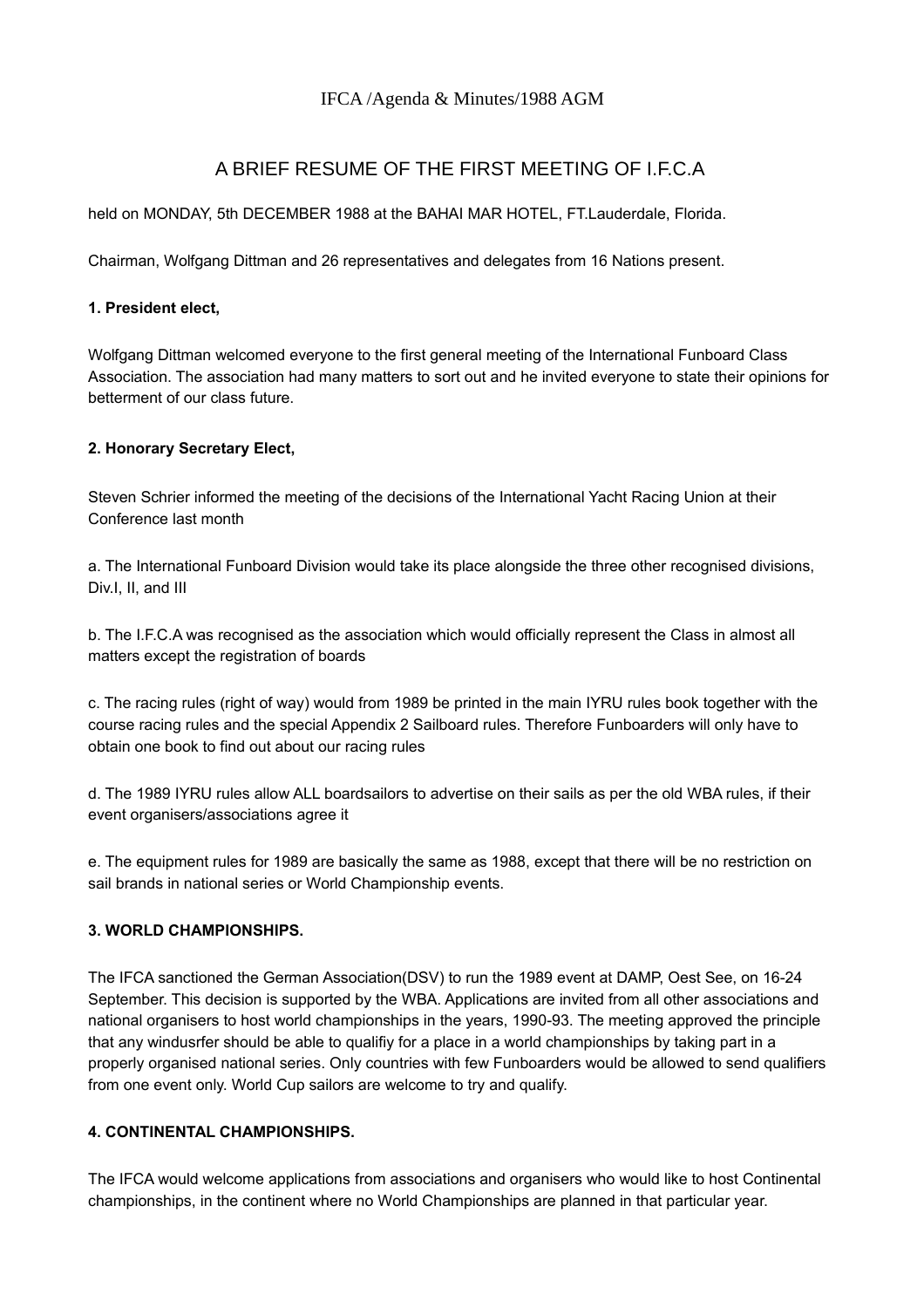IFCA /Agenda & Minutes/1988 AGM

# A BRIEF RESUME OF THE FIRST MEETING OF I.F.C.A

held on MONDAY, 5th DECEMBER 1988 at the BAHAI MAR HOTEL, FT.Lauderdale, Florida.

Chairman, Wolfgang Dittman and 26 representatives and delegates from 16 Nations present.

**1. President elect,**

Wolfgang Dittman welcomed everyone to the first general meeting of the International Funboard Class Association. The association had many matters to sort out and he invited everyone to state their opinions for betterment of our class future.

**2. Honorary Secretary Elect,**

Steven Schrier informed the meeting of the decisions of the International Yacht Racing Union at their Conference last month

a. The International Funboard Division would take its place alongside the three other recognised divisions, Div.I, II, and III

b. The I.F.C.A was recognised as the association which would officially represent the Class in almost all matters except the registration of boards

c. The racing rules (right of way) would from 1989 be printed in the main IYRU rules book together with the course racing rules and the special Appendix 2 Sailboard rules. Therefore Funboarders will only have to obtain one book to find out about our racing rules

d. The 1989 IYRU rules allow ALL boardsailors to advertise on their sails as per the old WBA rules, if their event organisers/associations agree it

e. The equipment rules for 1989 are basically the same as 1988, except that there will be no restriction on sail brands in national series or World Championship events.

**3. WORLD CHAMPIONSHIPS.**

The IFCA sanctioned the German Association(DSV) to run the 1989 event at DAMP, Oest See, on 16-24 September. This decision is supported by the WBA. Applications are invited from all other associations and national organisers to host world championships in the years, 1990-93. The meeting approved the principle that any windusrfer should be able to qualifiy for a place in a world championships by taking part in a properly organised national series. Only countries with few Funboarders would be allowed to send qualifiers from one event only. World Cup sailors are welcome to try and qualify.

**4. CONTINENTAL CHAMPIONSHIPS.**

The IFCA would welcome applications from associations and organisers who would like to host Continental championships, in the continent where no World Championships are planned in that particular year.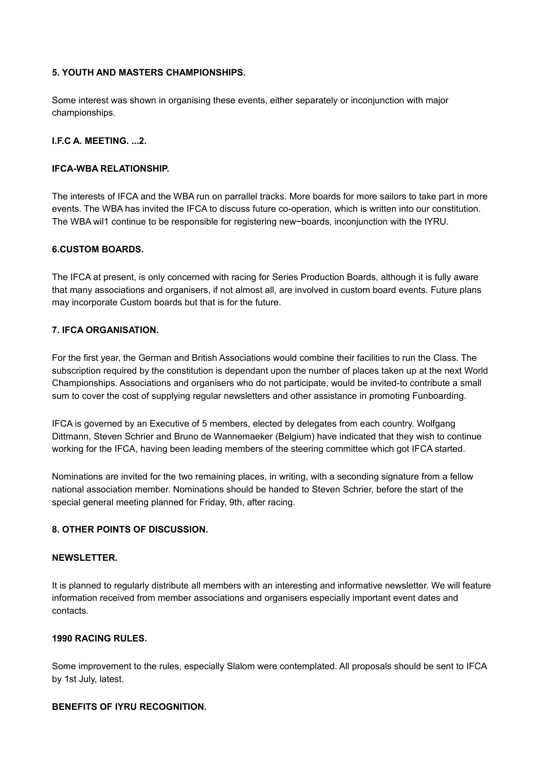**5. YOUTH AND MASTERS CHAMPIONSHIPS.**

Some interest was shown in organising these events, either separately or inconjunction with major championships.

**I.F.C A. MEETING. ...2.**

**IFCA-WBA RELATIONSHIP.**

The interests of IFCA and the WBA run on parrallel tracks. More boards for more sailors to take part in more events. The WBA has invited the IFCA to discuss future co-operation, which is written into our constitution. The WBA wil1 continue to be responsible for registering new~boards, inconjunction with the IYRU.

**6.CUSTOM BOARDS.**

The IFCA at present, is only concerned with racing for Series Production Boards, although it is fully aware that many associations and organisers, if not almost all, are involved in custom board events. Future plans may incorporate Custom boards but that is for the future.

**7. IFCA ORGANISATION.**

For the first year, the German and British Associations would combine their facilities to run the Class. The subscription required by the constitution is dependant upon the number of places taken up at the next World Championships. Associations and organisers who do not participate, would be invited-to contribute a small sum to cover the cost of supplying regular newsletters and other assistance in promoting Funboarding.

IFCA is governed by an Executive of 5 members, elected by delegates from each country. Wolfgang Dittmann, Steven Schrier and Bruno de Wannemaeker (Belgium) have indicated that they wish to continue working for the IFCA, having been leading members of the steering committee which got IFCA started.

Nominations are invited for the two remaining places, in writing, with a seconding signature from a fellow national association member. Nominations should be handed to Steven Schrier, before the start of the special general meeting planned for Friday, 9th, after racing.

**8. OTHER POINTS OF DISCUSSION.**

**NEWSLETTER.**

It is planned to regularly distribute all members with an interesting and informative newsletter. We will feature information received from member associations and organisers especially important event dates and contacts.

**1990 RACING RULES.**

Some improvement to the rules, especially Slalom were contemplated. All proposals should be sent to IFCA by 1st July, latest.

**BENEFITS OF IYRU RECOGNITION.**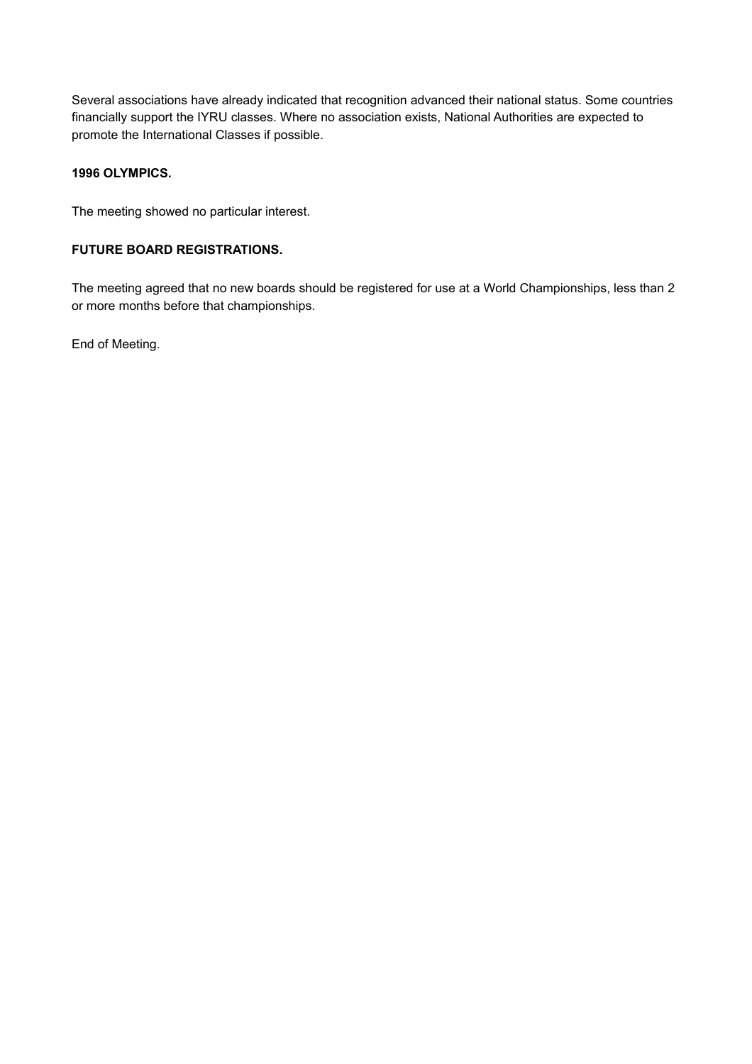Several associations have already indicated that recognition advanced their national status. Some countries financially support the IYRU classes. Where no association exists, National Authorities are expected to promote the International Classes if possible.

**1996 OLYMPICS.**

The meeting showed no particular interest.

**FUTURE BOARD REGISTRATIONS.**

The meeting agreed that no new boards should be registered for use at a World Championships, less than 2 or more months before that championships.

End of Meeting.